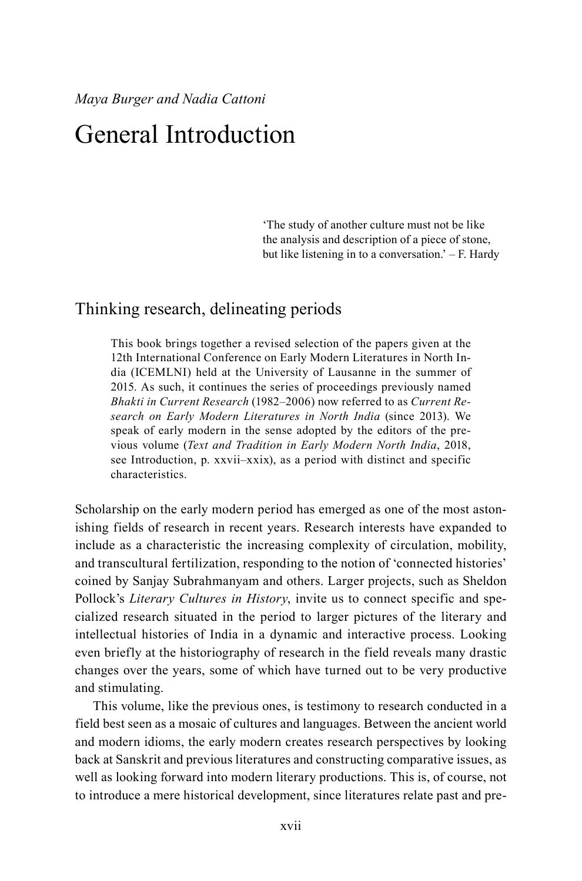*Maya Burger and Nadia Cattoni*

# General Introduction

> 'The study of another culture must not be like the analysis and description of a piece of stone, but like listening in to a conversation.' – F. Hardy

## Thinking research, delineating periods

> This book brings together a revised selection of the papers given at the 12th International Conference on Early Modern Literatures in North India (ICEMLNI) held at the University of Lausanne in the summer of 2015. As such, it continues the series of proceedings previously named *Bhakti in Current Research* (1982–2006) now referred to as *Current Research on Early Modern Literatures in North India* (since 2013). We speak of early modern in the sense adopted by the editors of the previous volume (*Text and Tradition in Early Modern North India*, 2018, see Introduction, p. xxvii–xxix), as a period with distinct and specific characteristics.

Scholarship on the early modern period has emerged as one of the most astonishing fields of research in recent years. Research interests have expanded to include as a characteristic the increasing complexity of circulation, mobility, and transcultural fertilization, responding to the notion of 'connected histories' coined by Sanjay Subrahmanyam and others. Larger projects, such as Sheldon Pollock's *Literary Cultures in History*, invite us to connect specific and specialized research situated in the period to larger pictures of the literary and intellectual histories of India in a dynamic and interactive process. Looking even briefly at the historiography of research in the field reveals many drastic changes over the years, some of which have turned out to be very productive and stimulating.

This volume, like the previous ones, is testimony to research conducted in a field best seen as a mosaic of cultures and languages. Between the ancient world and modern idioms, the early modern creates research perspectives by looking back at Sanskrit and previous literatures and constructing comparative issues, as well as looking forward into modern literary productions. This is, of course, not to introduce a mere historical development, since literatures relate past and pre-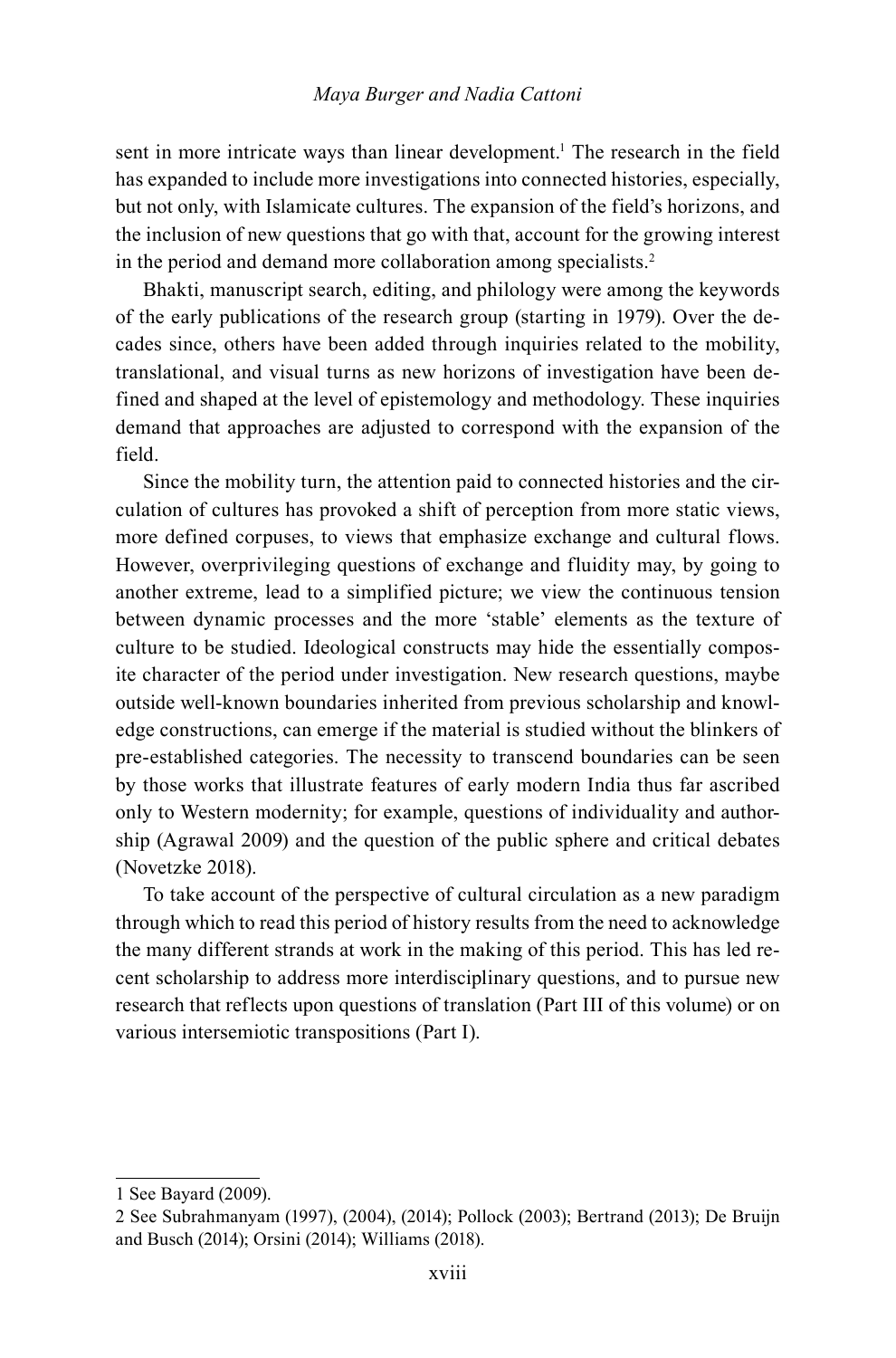sent in more intricate ways than linear development.[1] The research in the field has expanded to include more investigations into connected histories, especially, but not only, with Islamicate cultures. The expansion of the field's horizons, and the inclusion of new questions that go with that, account for the growing interest in the period and demand more collaboration among specialists.[2]

Bhakti, manuscript search, editing, and philology were among the keywords of the early publications of the research group (starting in 1979). Over the decades since, others have been added through inquiries related to the mobility, translational, and visual turns as new horizons of investigation have been defined and shaped at the level of epistemology and methodology. These inquiries demand that approaches are adjusted to correspond with the expansion of the field.

Since the mobility turn, the attention paid to connected histories and the circulation of cultures has provoked a shift of perception from more static views, more defined corpuses, to views that emphasize exchange and cultural flows. However, overprivileging questions of exchange and fluidity may, by going to another extreme, lead to a simplified picture; we view the continuous tension between dynamic processes and the more 'stable' elements as the texture of culture to be studied. Ideological constructs may hide the essentially composite character of the period under investigation. New research questions, maybe outside well-known boundaries inherited from previous scholarship and knowledge constructions, can emerge if the material is studied without the blinkers of pre-established categories. The necessity to transcend boundaries can be seen by those works that illustrate features of early modern India thus far ascribed only to Western modernity; for example, questions of individuality and authorship (Agrawal 2009) and the question of the public sphere and critical debates (Novetzke 2018).

To take account of the perspective of cultural circulation as a new paradigm through which to read this period of history results from the need to acknowledge the many different strands at work in the making of this period. This has led recent scholarship to address more interdisciplinary questions, and to pursue new research that reflects upon questions of translation (Part III of this volume) or on various intersemiotic transpositions (Part I).

---

1 See Bayard (2009).

2 See Subrahmanyam (1997), (2004), (2014); Pollock (2003); Bertrand (2013); De Bruijn and Busch (2014); Orsini (2014); Williams (2018).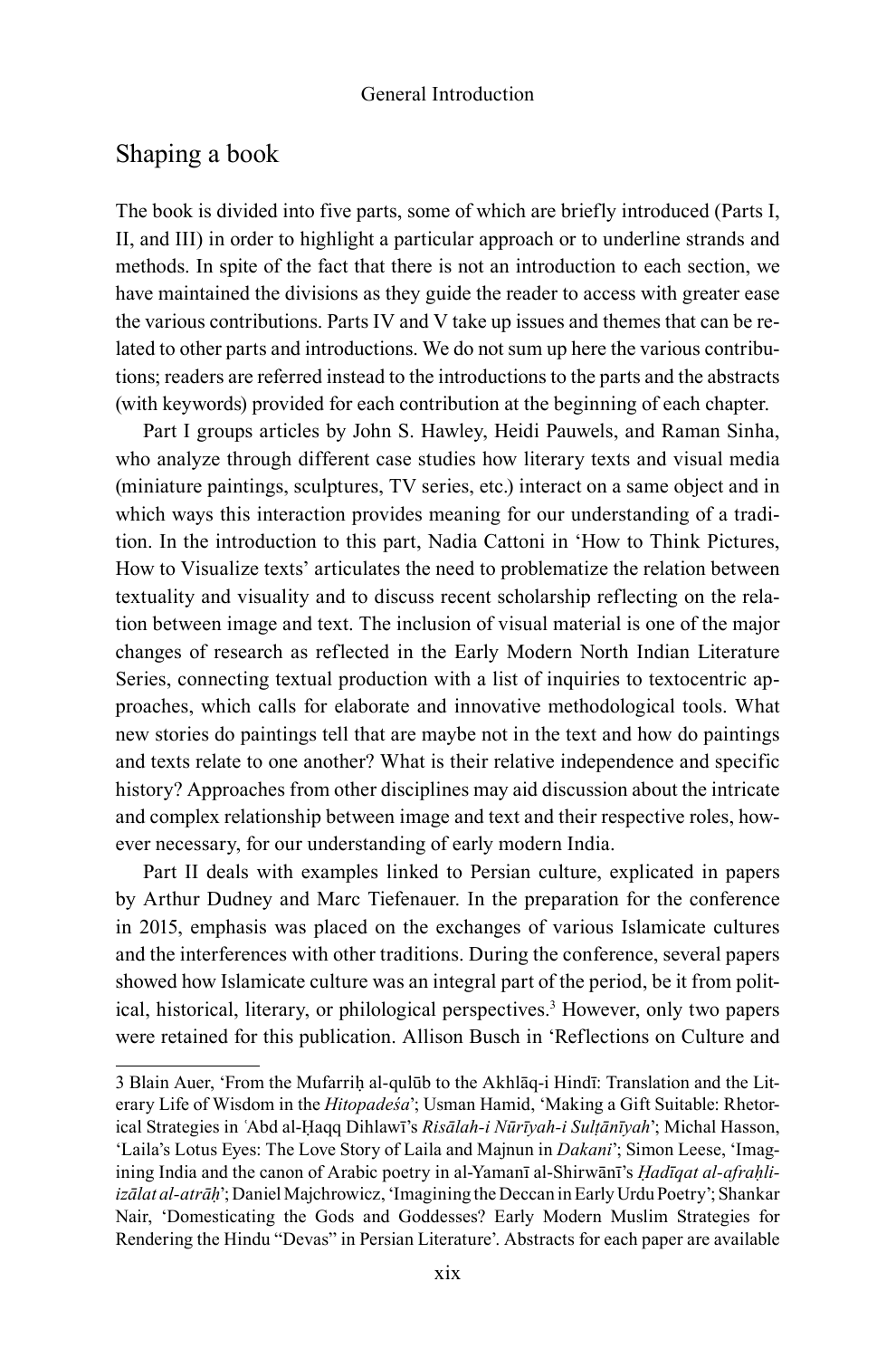## Shaping a book

The book is divided into five parts, some of which are briefly introduced (Parts I, II, and III) in order to highlight a particular approach or to underline strands and methods. In spite of the fact that there is not an introduction to each section, we have maintained the divisions as they guide the reader to access with greater ease the various contributions. Parts IV and V take up issues and themes that can be related to other parts and introductions. We do not sum up here the various contributions; readers are referred instead to the introductions to the parts and the abstracts (with keywords) provided for each contribution at the beginning of each chapter.

Part I groups articles by John S. Hawley, Heidi Pauwels, and Raman Sinha, who analyze through different case studies how literary texts and visual media (miniature paintings, sculptures, TV series, etc.) interact on a same object and in which ways this interaction provides meaning for our understanding of a tradition. In the introduction to this part, Nadia Cattoni in 'How to Think Pictures, How to Visualize texts' articulates the need to problematize the relation between textuality and visuality and to discuss recent scholarship reflecting on the relation between image and text. The inclusion of visual material is one of the major changes of research as reflected in the Early Modern North Indian Literature Series, connecting textual production with a list of inquiries to textocentric approaches, which calls for elaborate and innovative methodological tools. What new stories do paintings tell that are maybe not in the text and how do paintings and texts relate to one another? What is their relative independence and specific history? Approaches from other disciplines may aid discussion about the intricate and complex relationship between image and text and their respective roles, however necessary, for our understanding of early modern India.

Part II deals with examples linked to Persian culture, explicated in papers by Arthur Dudney and Marc Tiefenauer. In the preparation for the conference in 2015, emphasis was placed on the exchanges of various Islamicate cultures and the interferences with other traditions. During the conference, several papers showed how Islamicate culture was an integral part of the period, be it from political, historical, literary, or philological perspectives.[3] However, only two papers were retained for this publication. Allison Busch in 'Reflections on Culture and

---

3 Blain Auer, 'From the Mufarriḥ al-qulūb to the Akhlāq-i Hindī: Translation and the Literary Life of Wisdom in the *Hitopadeśa*'; Usman Hamid, 'Making a Gift Suitable: Rhetorical Strategies in ʿAbd al-Ḥaqq Dihlawī's *Risālah-i Nūrīyah-i Sulṭānīyah*'; Michal Hasson, 'Laila's Lotus Eyes: The Love Story of Laila and Majnun in *Dakani*'; Simon Leese, 'Imagining India and the canon of Arabic poetry in al-Yamanī al-Shirwānī's *Ḥadīqat al-afraḥ li-izālat al-atrāḥ*'; Daniel Majchrowicz, 'Imagining the Deccan in Early Urdu Poetry'; Shankar Nair, 'Domesticating the Gods and Goddesses? Early Modern Muslim Strategies for Rendering the Hindu "Devas" in Persian Literature'. Abstracts for each paper are available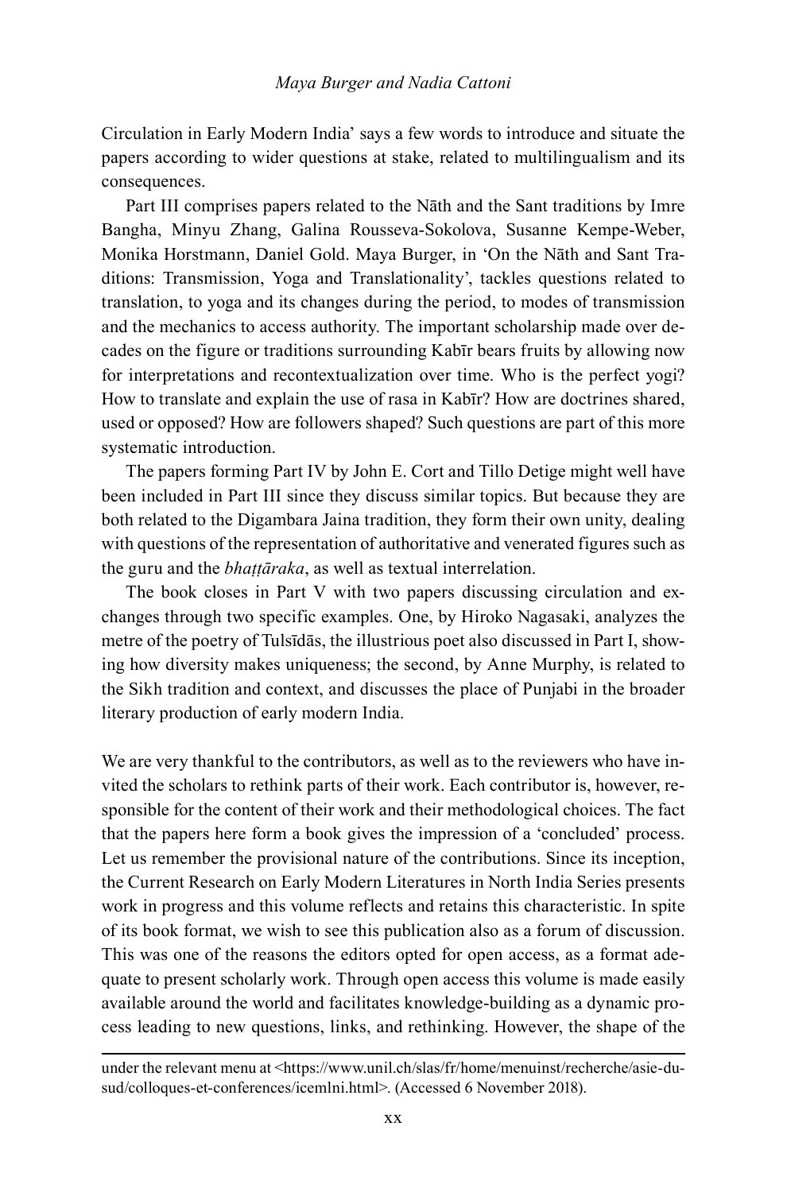Circulation in Early Modern India' says a few words to introduce and situate the papers according to wider questions at stake, related to multilingualism and its consequences.

Part III comprises papers related to the Nāth and the Sant traditions by Imre Bangha, Minyu Zhang, Galina Rousseva-Sokolova, Susanne Kempe-Weber, Monika Horstmann, Daniel Gold. Maya Burger, in 'On the Nāth and Sant Traditions: Transmission, Yoga and Translationality', tackles questions related to translation, to yoga and its changes during the period, to modes of transmission and the mechanics to access authority. The important scholarship made over decades on the figure or traditions surrounding Kabīr bears fruits by allowing now for interpretations and recontextualization over time. Who is the perfect yogi? How to translate and explain the use of rasa in Kabīr? How are doctrines shared, used or opposed? How are followers shaped? Such questions are part of this more systematic introduction.

The papers forming Part IV by John E. Cort and Tillo Detige might well have been included in Part III since they discuss similar topics. But because they are both related to the Digambara Jaina tradition, they form their own unity, dealing with questions of the representation of authoritative and venerated figures such as the guru and the *bhaṭṭāraka*, as well as textual interrelation.

The book closes in Part V with two papers discussing circulation and exchanges through two specific examples. One, by Hiroko Nagasaki, analyzes the metre of the poetry of Tulsīdās, the illustrious poet also discussed in Part I, showing how diversity makes uniqueness; the second, by Anne Murphy, is related to the Sikh tradition and context, and discusses the place of Punjabi in the broader literary production of early modern India.

We are very thankful to the contributors, as well as to the reviewers who have invited the scholars to rethink parts of their work. Each contributor is, however, responsible for the content of their work and their methodological choices. The fact that the papers here form a book gives the impression of a 'concluded' process. Let us remember the provisional nature of the contributions. Since its inception, the Current Research on Early Modern Literatures in North India Series presents work in progress and this volume reflects and retains this characteristic. In spite of its book format, we wish to see this publication also as a forum of discussion. This was one of the reasons the editors opted for open access, as a format adequate to present scholarly work. Through open access this volume is made easily available around the world and facilitates knowledge-building as a dynamic process leading to new questions, links, and rethinking. However, the shape of the

---

under the relevant menu at <https://www.unil.ch/slas/fr/home/menuinst/recherche/asie-du-sud/colloques-et-conferences/icemlni.html>. (Accessed 6 November 2018).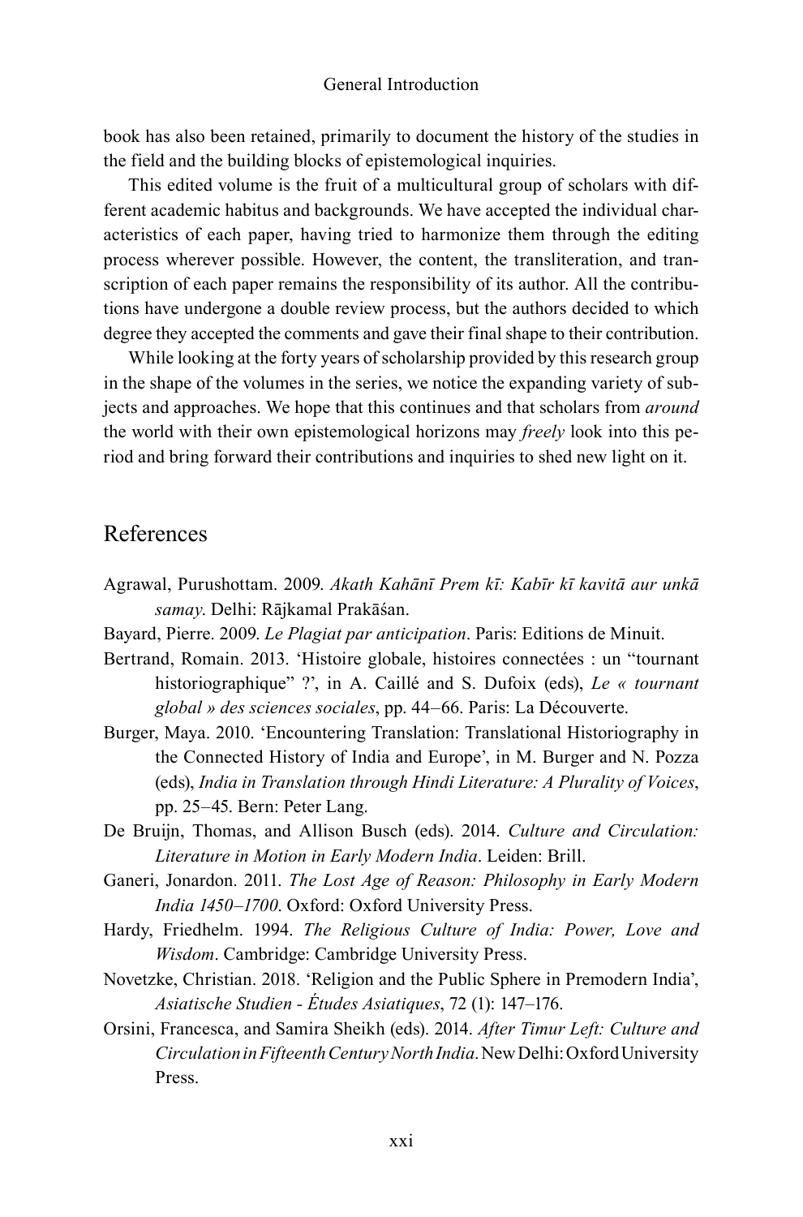book has also been retained, primarily to document the history of the studies in the field and the building blocks of epistemological inquiries.

This edited volume is the fruit of a multicultural group of scholars with different academic habitus and backgrounds. We have accepted the individual characteristics of each paper, having tried to harmonize them through the editing process wherever possible. However, the content, the transliteration, and transcription of each paper remains the responsibility of its author. All the contributions have undergone a double review process, but the authors decided to which degree they accepted the comments and gave their final shape to their contribution.

While looking at the forty years of scholarship provided by this research group in the shape of the volumes in the series, we notice the expanding variety of subjects and approaches. We hope that this continues and that scholars from *around* the world with their own epistemological horizons may *freely* look into this period and bring forward their contributions and inquiries to shed new light on it.

## References

Agrawal, Purushottam. 2009. *Akath Kahānī Prem kī: Kabīr kī kavitā aur unkā samay*. Delhi: Rājkamal Prakāśan.

Bayard, Pierre. 2009. *Le Plagiat par anticipation*. Paris: Editions de Minuit.

Bertrand, Romain. 2013. 'Histoire globale, histoires connectées : un "tournant historiographique" ?', in A. Caillé and S. Dufoix (eds), *Le « tournant global » des sciences sociales*, pp. 44–66. Paris: La Découverte.

Burger, Maya. 2010. 'Encountering Translation: Translational Historiography in the Connected History of India and Europe', in M. Burger and N. Pozza (eds), *India in Translation through Hindi Literature: A Plurality of Voices*, pp. 25–45. Bern: Peter Lang.

De Bruijn, Thomas, and Allison Busch (eds). 2014. *Culture and Circulation: Literature in Motion in Early Modern India*. Leiden: Brill.

Ganeri, Jonardon. 2011. *The Lost Age of Reason: Philosophy in Early Modern India 1450–1700*. Oxford: Oxford University Press.

Hardy, Friedhelm. 1994. *The Religious Culture of India: Power, Love and Wisdom*. Cambridge: Cambridge University Press.

Novetzke, Christian. 2018. 'Religion and the Public Sphere in Premodern India', *Asiatische Studien - Études Asiatiques*, 72 (1): 147–176.

Orsini, Francesca, and Samira Sheikh (eds). 2014. *After Timur Left: Culture and Circulation in Fifteenth Century North India*. New Delhi: Oxford University Press.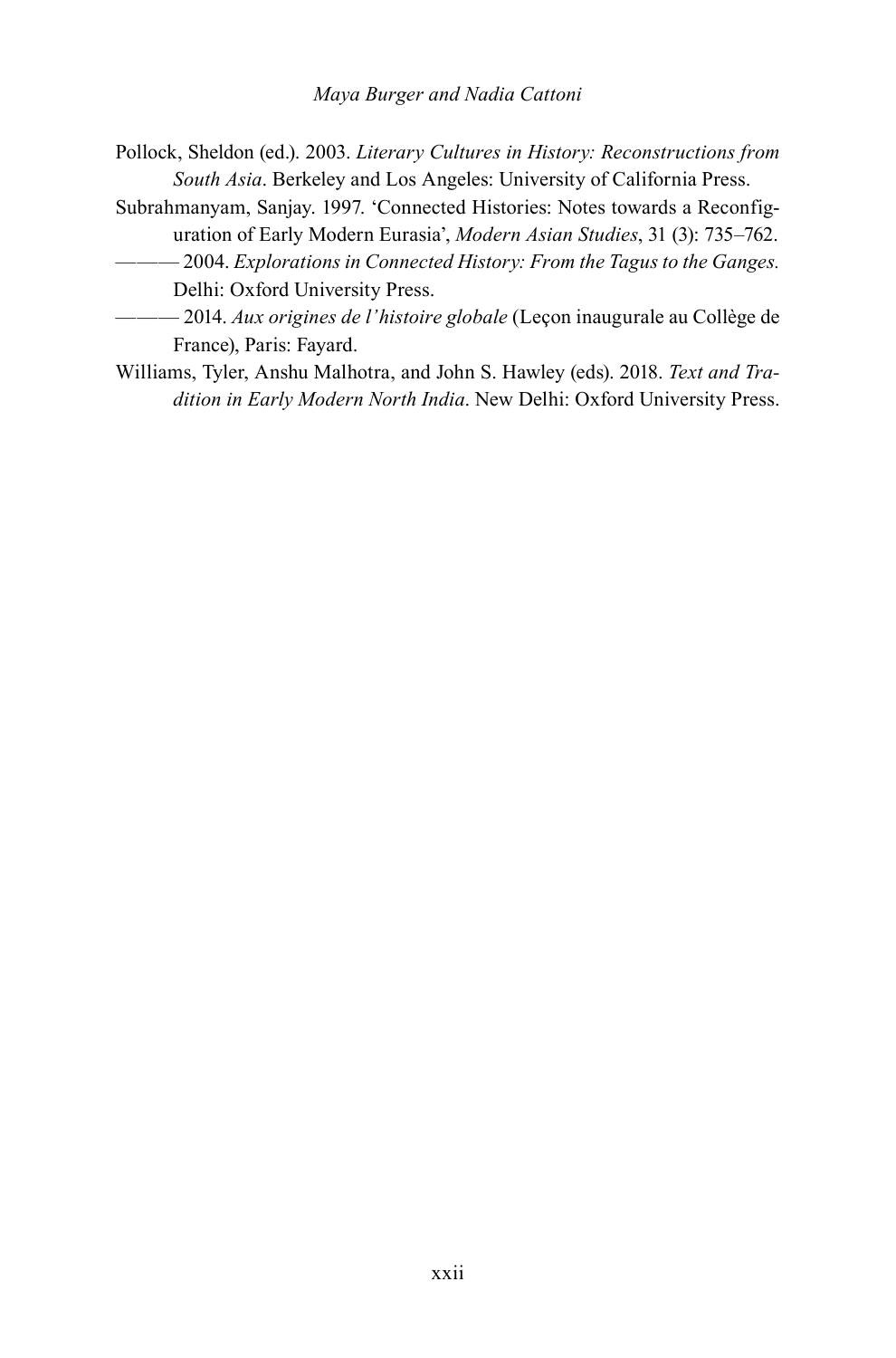Pollock, Sheldon (ed.). 2003. *Literary Cultures in History: Reconstructions from South Asia*. Berkeley and Los Angeles: University of California Press.

Subrahmanyam, Sanjay. 1997. 'Connected Histories: Notes towards a Reconfiguration of Early Modern Eurasia', *Modern Asian Studies*, 31 (3): 735–762.

——— 2004. *Explorations in Connected History: From the Tagus to the Ganges.* Delhi: Oxford University Press.

——— 2014. *Aux origines de l'histoire globale* (Leçon inaugurale au Collège de France), Paris: Fayard.

Williams, Tyler, Anshu Malhotra, and John S. Hawley (eds). 2018. *Text and Tradition in Early Modern North India*. New Delhi: Oxford University Press.